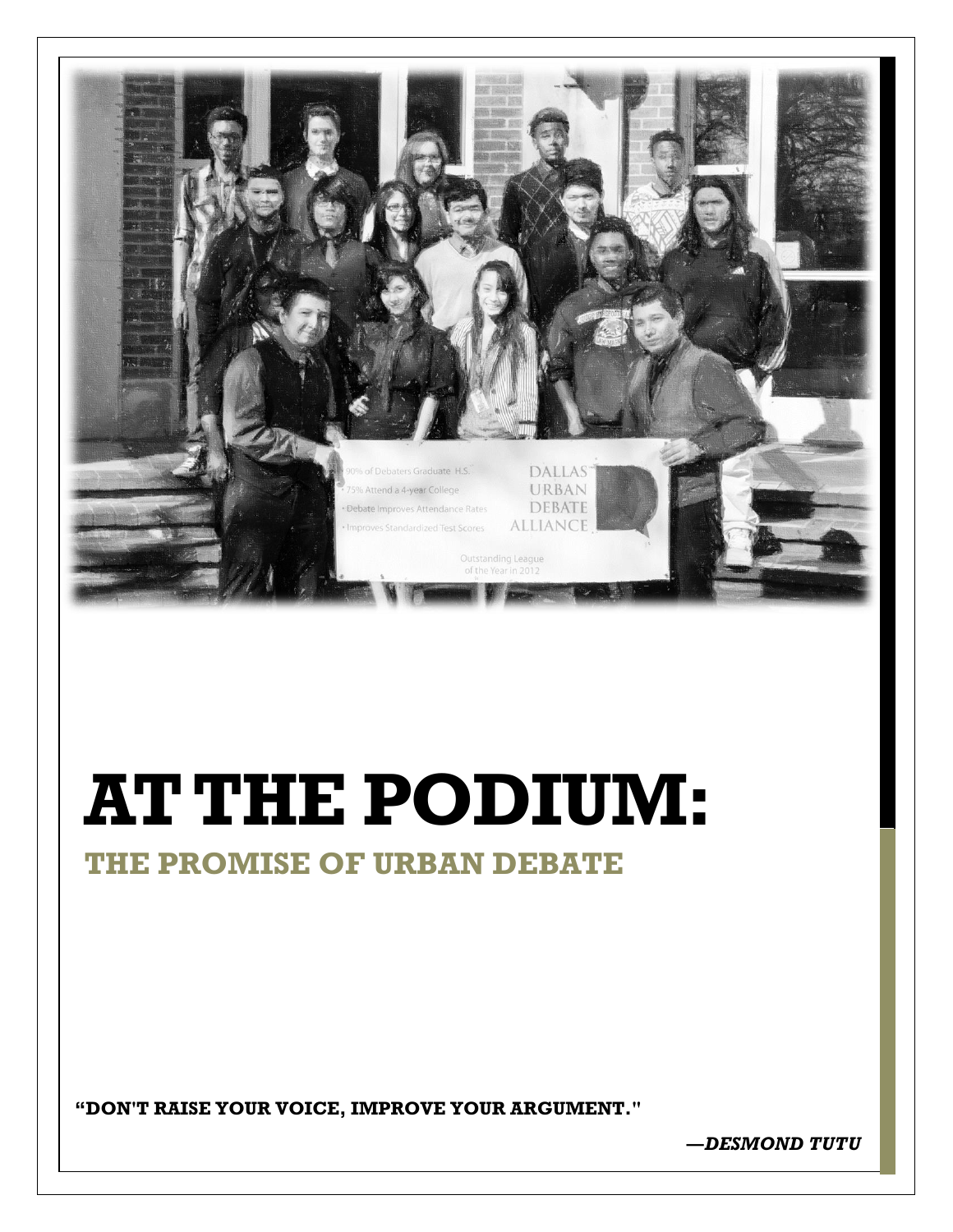# AT THE PODIUM:

## THE PROMISE OF URBAN DEBATE

**"DON'T RAISE YOUR VOICE, IMPROVE YOUR ARGUMENT."**

***—DESMOND TUTU***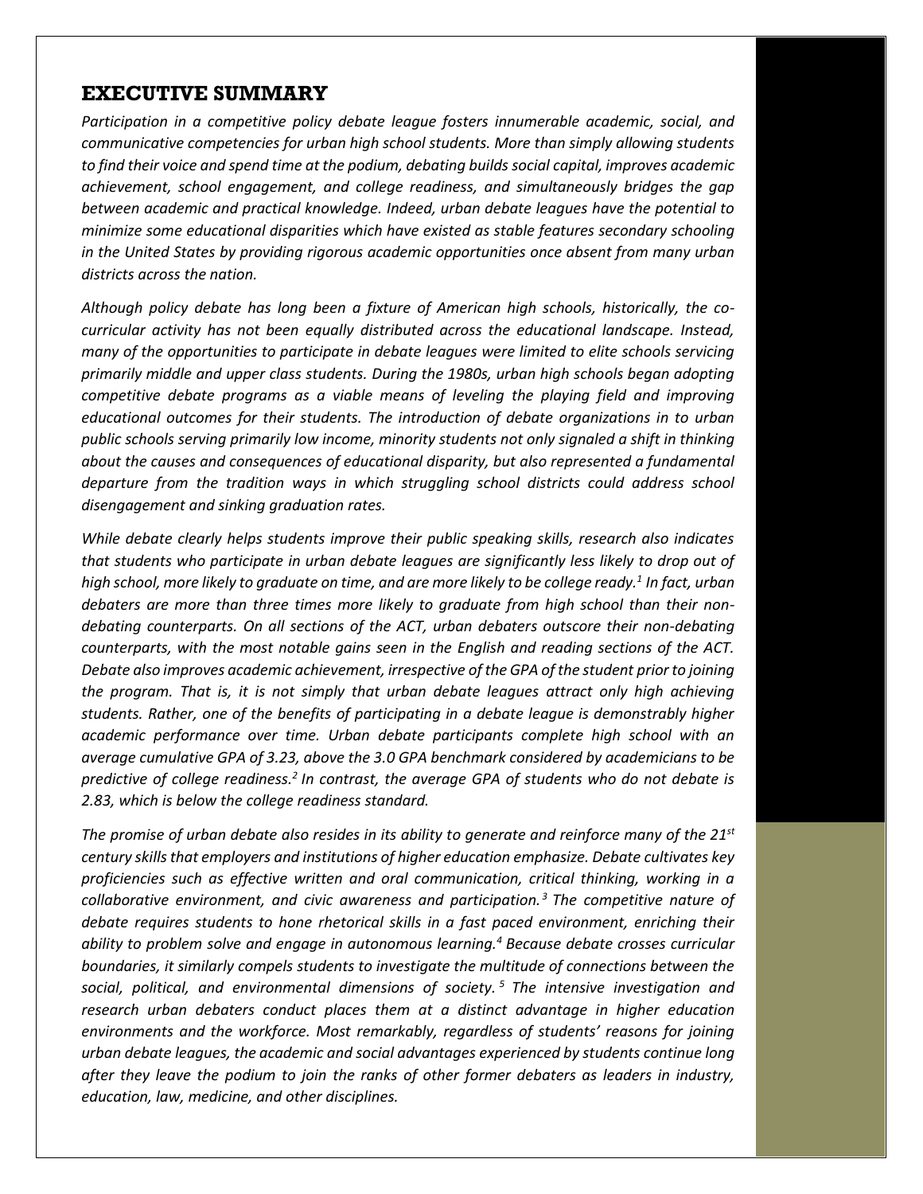## EXECUTIVE SUMMARY

*Participation in a competitive policy debate league fosters innumerable academic, social, and communicative competencies for urban high school students. More than simply allowing students to find their voice and spend time at the podium, debating builds social capital, improves academic achievement, school engagement, and college readiness, and simultaneously bridges the gap between academic and practical knowledge. Indeed, urban debate leagues have the potential to minimize some educational disparities which have existed as stable features secondary schooling in the United States by providing rigorous academic opportunities once absent from many urban districts across the nation.*

*Although policy debate has long been a fixture of American high schools, historically, the co-curricular activity has not been equally distributed across the educational landscape. Instead, many of the opportunities to participate in debate leagues were limited to elite schools servicing primarily middle and upper class students. During the 1980s, urban high schools began adopting competitive debate programs as a viable means of leveling the playing field and improving educational outcomes for their students. The introduction of debate organizations in to urban public schools serving primarily low income, minority students not only signaled a shift in thinking about the causes and consequences of educational disparity, but also represented a fundamental departure from the tradition ways in which struggling school districts could address school disengagement and sinking graduation rates.*

*While debate clearly helps students improve their public speaking skills, research also indicates that students who participate in urban debate leagues are significantly less likely to drop out of high school, more likely to graduate on time, and are more likely to be college ready.[1] In fact, urban debaters are more than three times more likely to graduate from high school than their non-debating counterparts. On all sections of the ACT, urban debaters outscore their non-debating counterparts, with the most notable gains seen in the English and reading sections of the ACT. Debate also improves academic achievement, irrespective of the GPA of the student prior to joining the program. That is, it is not simply that urban debate leagues attract only high achieving students. Rather, one of the benefits of participating in a debate league is demonstrably higher academic performance over time. Urban debate participants complete high school with an average cumulative GPA of 3.23, above the 3.0 GPA benchmark considered by academicians to be predictive of college readiness.[2] In contrast, the average GPA of students who do not debate is 2.83, which is below the college readiness standard.*

*The promise of urban debate also resides in its ability to generate and reinforce many of the 21st century skills that employers and institutions of higher education emphasize. Debate cultivates key proficiencies such as effective written and oral communication, critical thinking, working in a collaborative environment, and civic awareness and participation.[3] The competitive nature of debate requires students to hone rhetorical skills in a fast paced environment, enriching their ability to problem solve and engage in autonomous learning.[4] Because debate crosses curricular boundaries, it similarly compels students to investigate the multitude of connections between the social, political, and environmental dimensions of society.[5] The intensive investigation and research urban debaters conduct places them at a distinct advantage in higher education environments and the workforce. Most remarkably, regardless of students' reasons for joining urban debate leagues, the academic and social advantages experienced by students continue long after they leave the podium to join the ranks of other former debaters as leaders in industry, education, law, medicine, and other disciplines.*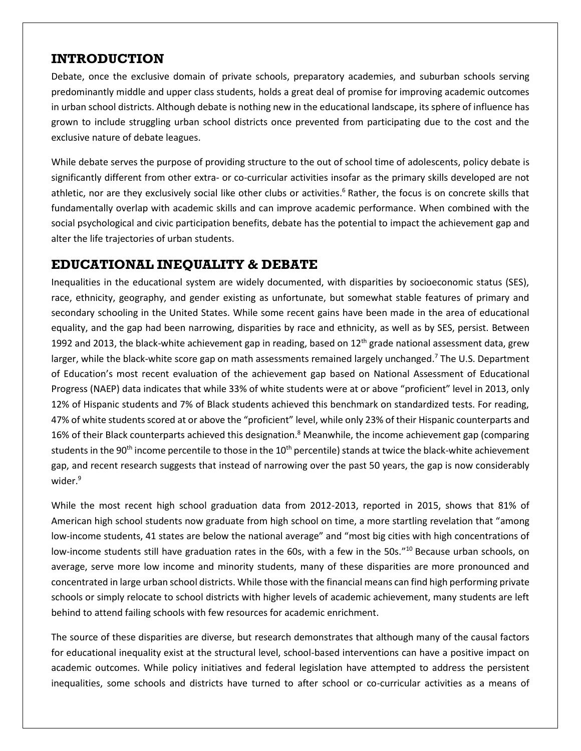## INTRODUCTION

Debate, once the exclusive domain of private schools, preparatory academies, and suburban schools serving predominantly middle and upper class students, holds a great deal of promise for improving academic outcomes in urban school districts. Although debate is nothing new in the educational landscape, its sphere of influence has grown to include struggling urban school districts once prevented from participating due to the cost and the exclusive nature of debate leagues.

While debate serves the purpose of providing structure to the out of school time of adolescents, policy debate is significantly different from other extra- or co-curricular activities insofar as the primary skills developed are not athletic, nor are they exclusively social like other clubs or activities.[6] Rather, the focus is on concrete skills that fundamentally overlap with academic skills and can improve academic performance. When combined with the social psychological and civic participation benefits, debate has the potential to impact the achievement gap and alter the life trajectories of urban students.

## EDUCATIONAL INEQUALITY & DEBATE

Inequalities in the educational system are widely documented, with disparities by socioeconomic status (SES), race, ethnicity, geography, and gender existing as unfortunate, but somewhat stable features of primary and secondary schooling in the United States. While some recent gains have been made in the area of educational equality, and the gap had been narrowing, disparities by race and ethnicity, as well as by SES, persist. Between 1992 and 2013, the black-white achievement gap in reading, based on 12th grade national assessment data, grew larger, while the black-white score gap on math assessments remained largely unchanged.[7] The U.S. Department of Education's most recent evaluation of the achievement gap based on National Assessment of Educational Progress (NAEP) data indicates that while 33% of white students were at or above "proficient" level in 2013, only 12% of Hispanic students and 7% of Black students achieved this benchmark on standardized tests. For reading, 47% of white students scored at or above the "proficient" level, while only 23% of their Hispanic counterparts and 16% of their Black counterparts achieved this designation.[8] Meanwhile, the income achievement gap (comparing students in the 90th income percentile to those in the 10th percentile) stands at twice the black-white achievement gap, and recent research suggests that instead of narrowing over the past 50 years, the gap is now considerably wider.[9]

While the most recent high school graduation data from 2012-2013, reported in 2015, shows that 81% of American high school students now graduate from high school on time, a more startling revelation that "among low-income students, 41 states are below the national average" and "most big cities with high concentrations of low-income students still have graduation rates in the 60s, with a few in the 50s."[10] Because urban schools, on average, serve more low income and minority students, many of these disparities are more pronounced and concentrated in large urban school districts. While those with the financial means can find high performing private schools or simply relocate to school districts with higher levels of academic achievement, many students are left behind to attend failing schools with few resources for academic enrichment.

The source of these disparities are diverse, but research demonstrates that although many of the causal factors for educational inequality exist at the structural level, school-based interventions can have a positive impact on academic outcomes. While policy initiatives and federal legislation have attempted to address the persistent inequalities, some schools and districts have turned to after school or co-curricular activities as a means of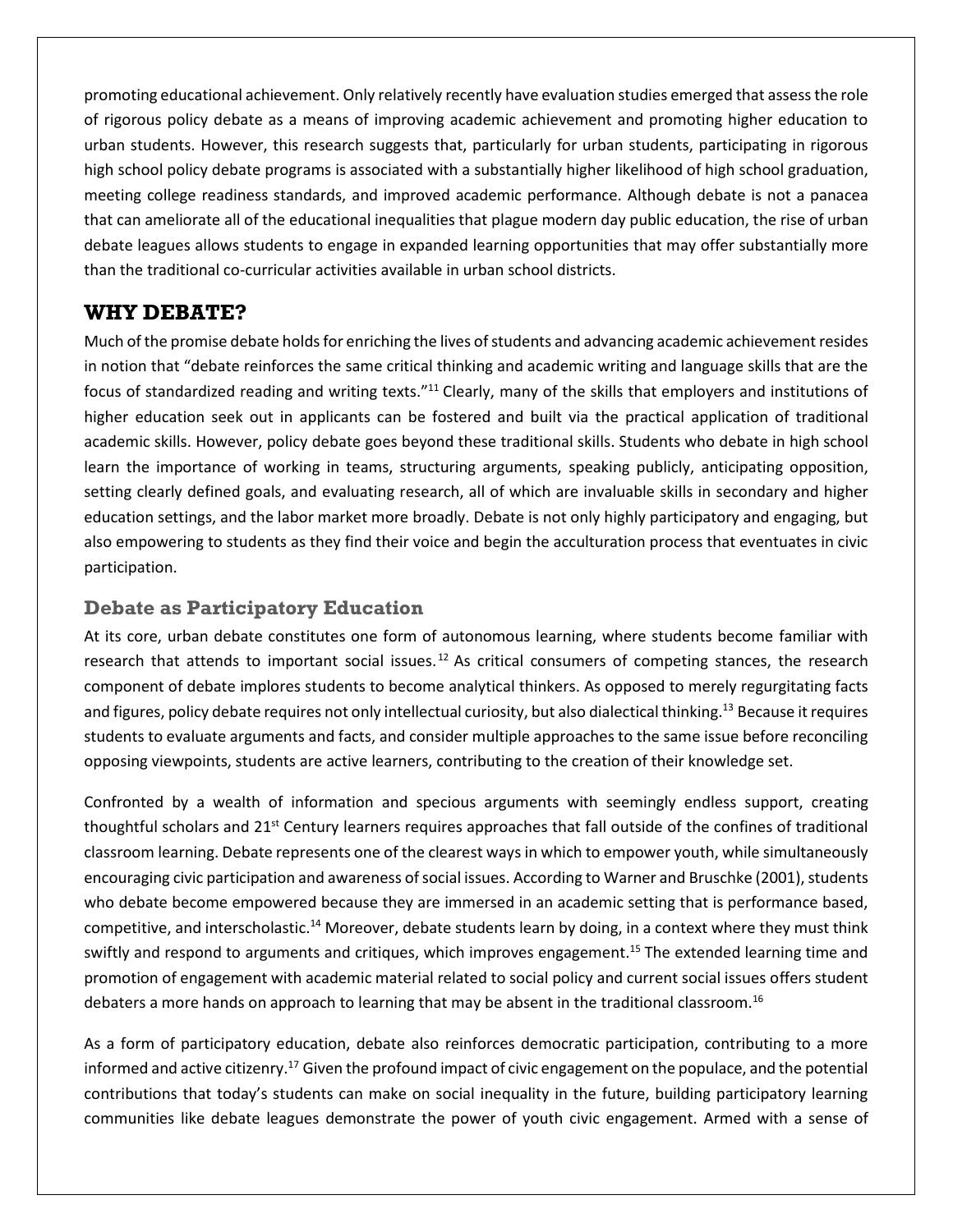promoting educational achievement. Only relatively recently have evaluation studies emerged that assess the role of rigorous policy debate as a means of improving academic achievement and promoting higher education to urban students. However, this research suggests that, particularly for urban students, participating in rigorous high school policy debate programs is associated with a substantially higher likelihood of high school graduation, meeting college readiness standards, and improved academic performance. Although debate is not a panacea that can ameliorate all of the educational inequalities that plague modern day public education, the rise of urban debate leagues allows students to engage in expanded learning opportunities that may offer substantially more than the traditional co-curricular activities available in urban school districts.

## WHY DEBATE?

Much of the promise debate holds for enriching the lives of students and advancing academic achievement resides in notion that "debate reinforces the same critical thinking and academic writing and language skills that are the focus of standardized reading and writing texts."[11] Clearly, many of the skills that employers and institutions of higher education seek out in applicants can be fostered and built via the practical application of traditional academic skills. However, policy debate goes beyond these traditional skills. Students who debate in high school learn the importance of working in teams, structuring arguments, speaking publicly, anticipating opposition, setting clearly defined goals, and evaluating research, all of which are invaluable skills in secondary and higher education settings, and the labor market more broadly. Debate is not only highly participatory and engaging, but also empowering to students as they find their voice and begin the acculturation process that eventuates in civic participation.

### Debate as Participatory Education

At its core, urban debate constitutes one form of autonomous learning, where students become familiar with research that attends to important social issues.[12] As critical consumers of competing stances, the research component of debate implores students to become analytical thinkers. As opposed to merely regurgitating facts and figures, policy debate requires not only intellectual curiosity, but also dialectical thinking.[13] Because it requires students to evaluate arguments and facts, and consider multiple approaches to the same issue before reconciling opposing viewpoints, students are active learners, contributing to the creation of their knowledge set.

Confronted by a wealth of information and specious arguments with seemingly endless support, creating thoughtful scholars and 21st Century learners requires approaches that fall outside of the confines of traditional classroom learning. Debate represents one of the clearest ways in which to empower youth, while simultaneously encouraging civic participation and awareness of social issues. According to Warner and Bruschke (2001), students who debate become empowered because they are immersed in an academic setting that is performance based, competitive, and interscholastic.[14] Moreover, debate students learn by doing, in a context where they must think swiftly and respond to arguments and critiques, which improves engagement.[15] The extended learning time and promotion of engagement with academic material related to social policy and current social issues offers student debaters a more hands on approach to learning that may be absent in the traditional classroom.[16]

As a form of participatory education, debate also reinforces democratic participation, contributing to a more informed and active citizenry.[17] Given the profound impact of civic engagement on the populace, and the potential contributions that today's students can make on social inequality in the future, building participatory learning communities like debate leagues demonstrate the power of youth civic engagement. Armed with a sense of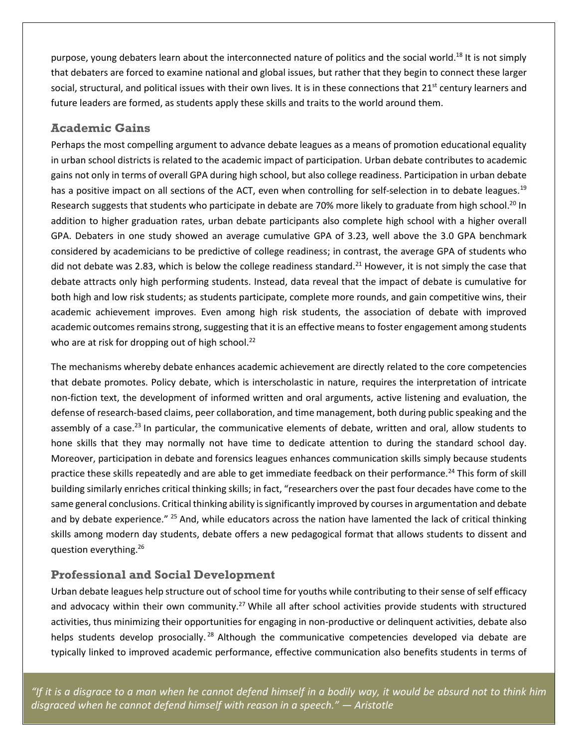purpose, young debaters learn about the interconnected nature of politics and the social world.[18] It is not simply that debaters are forced to examine national and global issues, but rather that they begin to connect these larger social, structural, and political issues with their own lives. It is in these connections that 21st century learners and future leaders are formed, as students apply these skills and traits to the world around them.

## Academic Gains

Perhaps the most compelling argument to advance debate leagues as a means of promotion educational equality in urban school districts is related to the academic impact of participation. Urban debate contributes to academic gains not only in terms of overall GPA during high school, but also college readiness. Participation in urban debate has a positive impact on all sections of the ACT, even when controlling for self-selection in to debate leagues.[19] Research suggests that students who participate in debate are 70% more likely to graduate from high school.[20] In addition to higher graduation rates, urban debate participants also complete high school with a higher overall GPA. Debaters in one study showed an average cumulative GPA of 3.23, well above the 3.0 GPA benchmark considered by academicians to be predictive of college readiness; in contrast, the average GPA of students who did not debate was 2.83, which is below the college readiness standard.[21] However, it is not simply the case that debate attracts only high performing students. Instead, data reveal that the impact of debate is cumulative for both high and low risk students; as students participate, complete more rounds, and gain competitive wins, their academic achievement improves. Even among high risk students, the association of debate with improved academic outcomes remains strong, suggesting that it is an effective means to foster engagement among students who are at risk for dropping out of high school.[22]

The mechanisms whereby debate enhances academic achievement are directly related to the core competencies that debate promotes. Policy debate, which is interscholastic in nature, requires the interpretation of intricate non-fiction text, the development of informed written and oral arguments, active listening and evaluation, the defense of research-based claims, peer collaboration, and time management, both during public speaking and the assembly of a case.[23] In particular, the communicative elements of debate, written and oral, allow students to hone skills that they may normally not have time to dedicate attention to during the standard school day. Moreover, participation in debate and forensics leagues enhances communication skills simply because students practice these skills repeatedly and are able to get immediate feedback on their performance.[24] This form of skill building similarly enriches critical thinking skills; in fact, "researchers over the past four decades have come to the same general conclusions. Critical thinking ability is significantly improved by courses in argumentation and debate and by debate experience." [25] And, while educators across the nation have lamented the lack of critical thinking skills among modern day students, debate offers a new pedagogical format that allows students to dissent and question everything.[26]

## Professional and Social Development

Urban debate leagues help structure out of school time for youths while contributing to their sense of self efficacy and advocacy within their own community.[27] While all after school activities provide students with structured activities, thus minimizing their opportunities for engaging in non-productive or delinquent activities, debate also helps students develop prosocially.[28] Although the communicative competencies developed via debate are typically linked to improved academic performance, effective communication also benefits students in terms of

*"If it is a disgrace to a man when he cannot defend himself in a bodily way, it would be absurd not to think him disgraced when he cannot defend himself with reason in a speech." — Aristotle*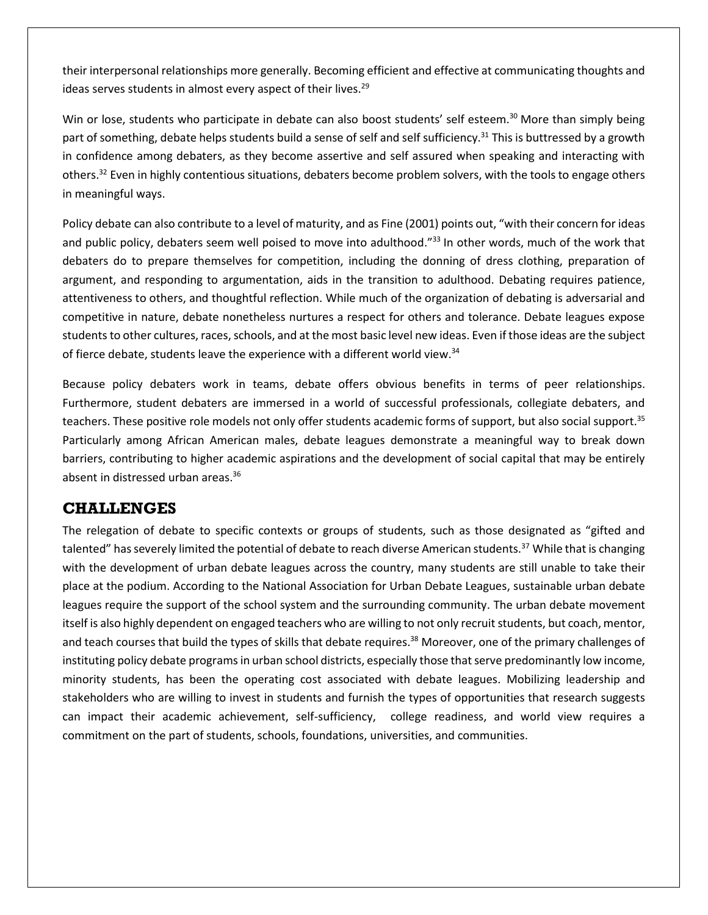their interpersonal relationships more generally. Becoming efficient and effective at communicating thoughts and ideas serves students in almost every aspect of their lives.[29]

Win or lose, students who participate in debate can also boost students' self esteem.[30] More than simply being part of something, debate helps students build a sense of self and self sufficiency.[31] This is buttressed by a growth in confidence among debaters, as they become assertive and self assured when speaking and interacting with others.[32] Even in highly contentious situations, debaters become problem solvers, with the tools to engage others in meaningful ways.

Policy debate can also contribute to a level of maturity, and as Fine (2001) points out, "with their concern for ideas and public policy, debaters seem well poised to move into adulthood."[33] In other words, much of the work that debaters do to prepare themselves for competition, including the donning of dress clothing, preparation of argument, and responding to argumentation, aids in the transition to adulthood. Debating requires patience, attentiveness to others, and thoughtful reflection. While much of the organization of debating is adversarial and competitive in nature, debate nonetheless nurtures a respect for others and tolerance. Debate leagues expose students to other cultures, races, schools, and at the most basic level new ideas. Even if those ideas are the subject of fierce debate, students leave the experience with a different world view.[34]

Because policy debaters work in teams, debate offers obvious benefits in terms of peer relationships. Furthermore, student debaters are immersed in a world of successful professionals, collegiate debaters, and teachers. These positive role models not only offer students academic forms of support, but also social support.[35] Particularly among African American males, debate leagues demonstrate a meaningful way to break down barriers, contributing to higher academic aspirations and the development of social capital that may be entirely absent in distressed urban areas.[36]

## CHALLENGES

The relegation of debate to specific contexts or groups of students, such as those designated as "gifted and talented" has severely limited the potential of debate to reach diverse American students.[37] While that is changing with the development of urban debate leagues across the country, many students are still unable to take their place at the podium. According to the National Association for Urban Debate Leagues, sustainable urban debate leagues require the support of the school system and the surrounding community. The urban debate movement itself is also highly dependent on engaged teachers who are willing to not only recruit students, but coach, mentor, and teach courses that build the types of skills that debate requires.[38] Moreover, one of the primary challenges of instituting policy debate programs in urban school districts, especially those that serve predominantly low income, minority students, has been the operating cost associated with debate leagues. Mobilizing leadership and stakeholders who are willing to invest in students and furnish the types of opportunities that research suggests can impact their academic achievement, self-sufficiency, college readiness, and world view requires a commitment on the part of students, schools, foundations, universities, and communities.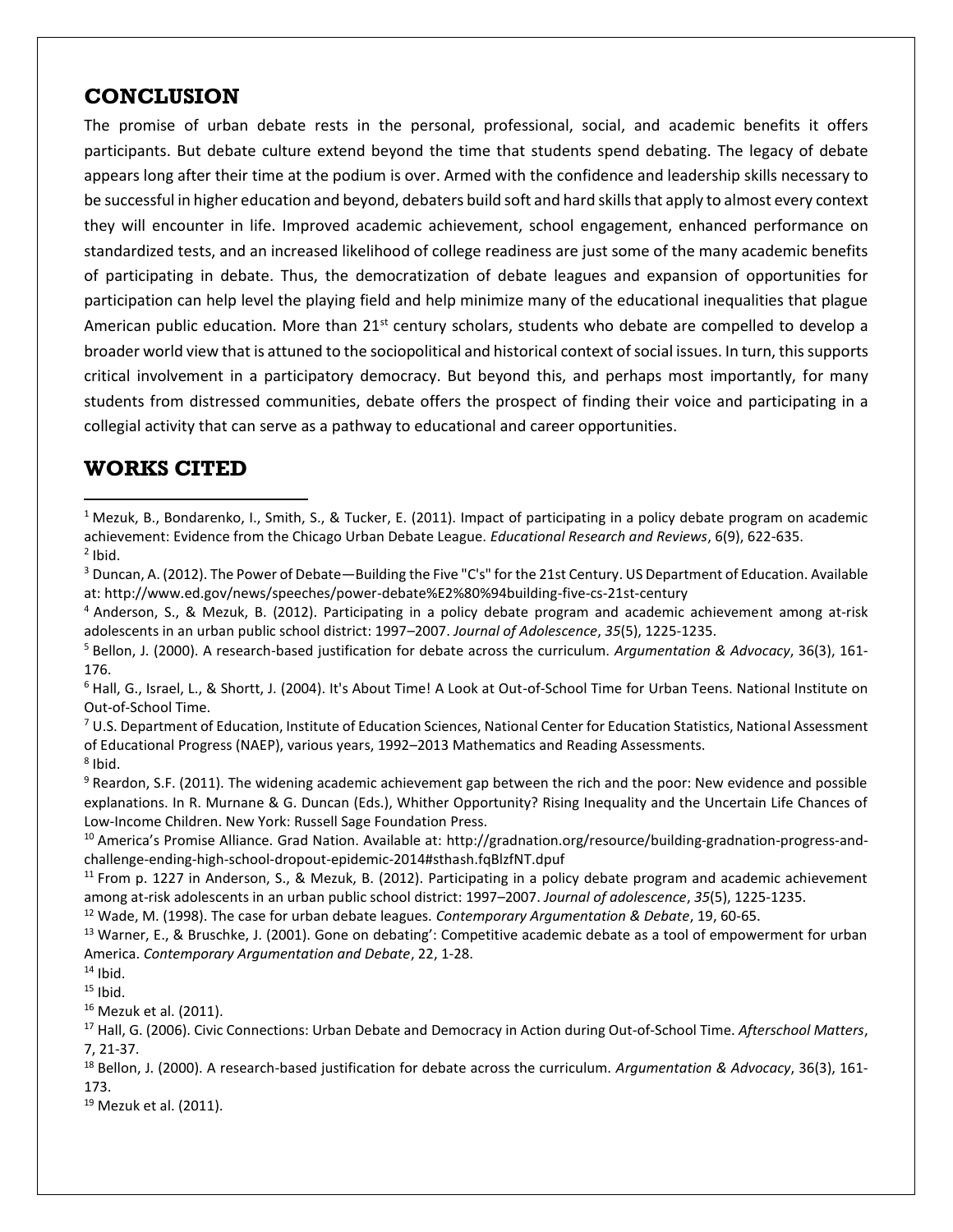## CONCLUSION

The promise of urban debate rests in the personal, professional, social, and academic benefits it offers participants. But debate culture extend beyond the time that students spend debating. The legacy of debate appears long after their time at the podium is over. Armed with the confidence and leadership skills necessary to be successful in higher education and beyond, debaters build soft and hard skills that apply to almost every context they will encounter in life. Improved academic achievement, school engagement, enhanced performance on standardized tests, and an increased likelihood of college readiness are just some of the many academic benefits of participating in debate. Thus, the democratization of debate leagues and expansion of opportunities for participation can help level the playing field and help minimize many of the educational inequalities that plague American public education. More than 21st century scholars, students who debate are compelled to develop a broader world view that is attuned to the sociopolitical and historical context of social issues. In turn, this supports critical involvement in a participatory democracy. But beyond this, and perhaps most importantly, for many students from distressed communities, debate offers the prospect of finding their voice and participating in a collegial activity that can serve as a pathway to educational and career opportunities.

## WORKS CITED

[1] Mezuk, B., Bondarenko, I., Smith, S., & Tucker, E. (2011). Impact of participating in a policy debate program on academic achievement: Evidence from the Chicago Urban Debate League. *Educational Research and Reviews*, 6(9), 622-635.

[2] Ibid.

[3] Duncan, A. (2012). The Power of Debate—Building the Five "C's" for the 21st Century. US Department of Education. Available at: http://www.ed.gov/news/speeches/power-debate%E2%80%94building-five-cs-21st-century

[4] Anderson, S., & Mezuk, B. (2012). Participating in a policy debate program and academic achievement among at-risk adolescents in an urban public school district: 1997–2007. *Journal of Adolescence*, *35*(5), 1225-1235.

[5] Bellon, J. (2000). A research-based justification for debate across the curriculum. *Argumentation & Advocacy*, 36(3), 161-176.

[6] Hall, G., Israel, L., & Shortt, J. (2004). It's About Time! A Look at Out-of-School Time for Urban Teens. National Institute on Out-of-School Time.

[7] U.S. Department of Education, Institute of Education Sciences, National Center for Education Statistics, National Assessment of Educational Progress (NAEP), various years, 1992–2013 Mathematics and Reading Assessments.

[8] Ibid.

[9] Reardon, S.F. (2011). The widening academic achievement gap between the rich and the poor: New evidence and possible explanations. In R. Murnane & G. Duncan (Eds.), Whither Opportunity? Rising Inequality and the Uncertain Life Chances of Low-Income Children. New York: Russell Sage Foundation Press.

[10] America's Promise Alliance. Grad Nation. Available at: http://gradnation.org/resource/building-gradnation-progress-and-challenge-ending-high-school-dropout-epidemic-2014#sthash.fqBlzfNT.dpuf

[11] From p. 1227 in Anderson, S., & Mezuk, B. (2012). Participating in a policy debate program and academic achievement among at-risk adolescents in an urban public school district: 1997–2007. *Journal of adolescence*, *35*(5), 1225-1235.

[12] Wade, M. (1998). The case for urban debate leagues. *Contemporary Argumentation & Debate*, 19, 60-65.

[13] Warner, E., & Bruschke, J. (2001). Gone on debating': Competitive academic debate as a tool of empowerment for urban America. *Contemporary Argumentation and Debate*, 22, 1-28.

[14] Ibid.

[15] Ibid.

[16] Mezuk et al. (2011).

[17] Hall, G. (2006). Civic Connections: Urban Debate and Democracy in Action during Out-of-School Time. *Afterschool Matters*, 7, 21-37.

[18] Bellon, J. (2000). A research-based justification for debate across the curriculum. *Argumentation & Advocacy*, 36(3), 161-173.

[19] Mezuk et al. (2011).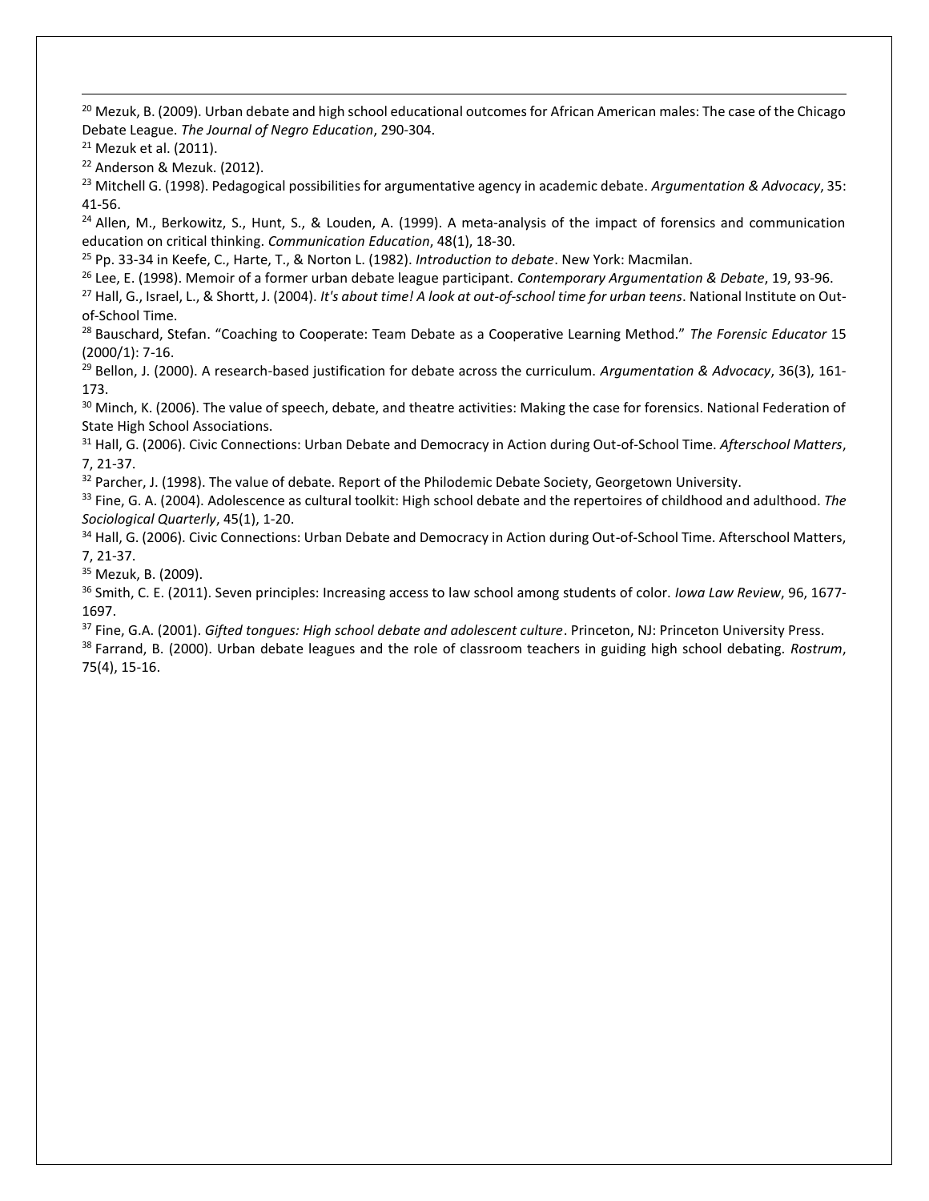[20] Mezuk, B. (2009). Urban debate and high school educational outcomes for African American males: The case of the Chicago Debate League. *The Journal of Negro Education*, 290-304.

[21] Mezuk et al. (2011).

[22] Anderson & Mezuk. (2012).

[23] Mitchell G. (1998). Pedagogical possibilities for argumentative agency in academic debate. *Argumentation & Advocacy*, 35: 41-56.

[24] Allen, M., Berkowitz, S., Hunt, S., & Louden, A. (1999). A meta-analysis of the impact of forensics and communication education on critical thinking. *Communication Education*, 48(1), 18-30.

[25] Pp. 33-34 in Keefe, C., Harte, T., & Norton L. (1982). *Introduction to debate*. New York: Macmilan.

[26] Lee, E. (1998). Memoir of a former urban debate league participant. *Contemporary Argumentation & Debate*, 19, 93-96.

[27] Hall, G., Israel, L., & Shortt, J. (2004). *It's about time! A look at out-of-school time for urban teens*. National Institute on Out-of-School Time.

[28] Bauschard, Stefan. "Coaching to Cooperate: Team Debate as a Cooperative Learning Method." *The Forensic Educator* 15 (2000/1): 7-16.

[29] Bellon, J. (2000). A research-based justification for debate across the curriculum. *Argumentation & Advocacy*, 36(3), 161-173.

[30] Minch, K. (2006). The value of speech, debate, and theatre activities: Making the case for forensics. National Federation of State High School Associations.

[31] Hall, G. (2006). Civic Connections: Urban Debate and Democracy in Action during Out-of-School Time. *Afterschool Matters*, 7, 21-37.

[32] Parcher, J. (1998). The value of debate. Report of the Philodemic Debate Society, Georgetown University.

[33] Fine, G. A. (2004). Adolescence as cultural toolkit: High school debate and the repertoires of childhood and adulthood. *The Sociological Quarterly*, 45(1), 1-20.

[34] Hall, G. (2006). Civic Connections: Urban Debate and Democracy in Action during Out-of-School Time. Afterschool Matters, 7, 21-37.

[35] Mezuk, B. (2009).

[36] Smith, C. E. (2011). Seven principles: Increasing access to law school among students of color. *Iowa Law Review*, 96, 1677-1697.

[37] Fine, G.A. (2001). *Gifted tongues: High school debate and adolescent culture*. Princeton, NJ: Princeton University Press.

[38] Farrand, B. (2000). Urban debate leagues and the role of classroom teachers in guiding high school debating. *Rostrum*, 75(4), 15-16.